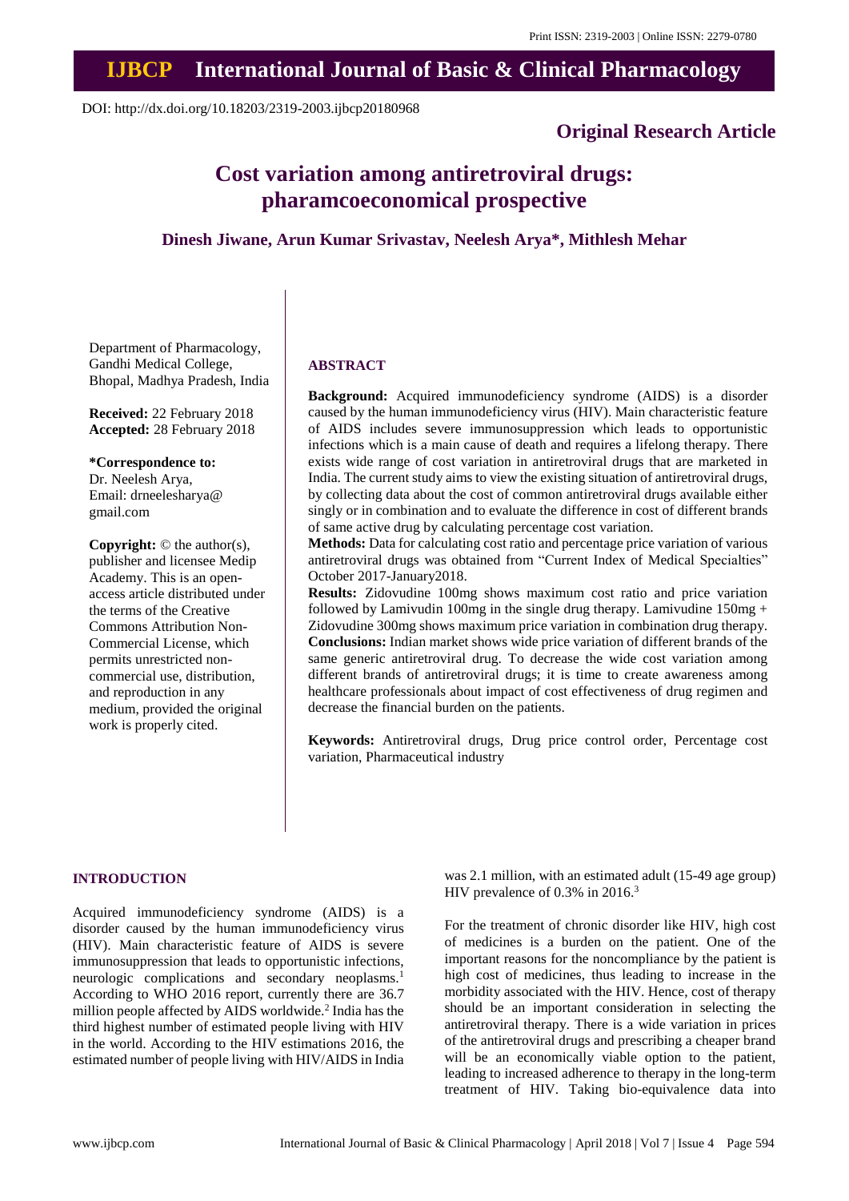DOI: http://dx.doi.org/10.18203/2319-2003.ijbcp20180968

**Original Research Article**

# Cost variation among antiretroviral drugs: pharamcoeconomical prospective

**Dinesh Jiwane, Arun Kumar Srivastav, Neelesh Arya\*, Mithlesh Mehar**

Department of Pharmacology, Gandhi Medical College, Bhopal, Madhya Pradesh, India

**Received:** 22 February 2018
**Accepted:** 28 February 2018

**\*Correspondence to:**
Dr. Neelesh Arya,
Email: drneelesharya@gmail.com

**Copyright:** © the author(s), publisher and licensee Medip Academy. This is an open-access article distributed under the terms of the Creative Commons Attribution Non-Commercial License, which permits unrestricted non-commercial use, distribution, and reproduction in any medium, provided the original work is properly cited.

## ABSTRACT

**Background:** Acquired immunodeficiency syndrome (AIDS) is a disorder caused by the human immunodeficiency virus (HIV). Main characteristic feature of AIDS includes severe immunosuppression which leads to opportunistic infections which is a main cause of death and requires a lifelong therapy. There exists wide range of cost variation in antiretroviral drugs that are marketed in India. The current study aims to view the existing situation of antiretroviral drugs, by collecting data about the cost of common antiretroviral drugs available either singly or in combination and to evaluate the difference in cost of different brands of same active drug by calculating percentage cost variation.

**Methods:** Data for calculating cost ratio and percentage price variation of various antiretroviral drugs was obtained from "Current Index of Medical Specialties" October 2017-January2018.

**Results:** Zidovudine 100mg shows maximum cost ratio and price variation followed by Lamivudin 100mg in the single drug therapy. Lamivudine 150mg + Zidovudine 300mg shows maximum price variation in combination drug therapy.

**Conclusions:** Indian market shows wide price variation of different brands of the same generic antiretroviral drug. To decrease the wide cost variation among different brands of antiretroviral drugs; it is time to create awareness among healthcare professionals about impact of cost effectiveness of drug regimen and decrease the financial burden on the patients.

**Keywords:** Antiretroviral drugs, Drug price control order, Percentage cost variation, Pharmaceutical industry

## INTRODUCTION

Acquired immunodeficiency syndrome (AIDS) is a disorder caused by the human immunodeficiency virus (HIV). Main characteristic feature of AIDS is severe immunosuppression that leads to opportunistic infections, neurologic complications and secondary neoplasms.[1] According to WHO 2016 report, currently there are 36.7 million people affected by AIDS worldwide.[2] India has the third highest number of estimated people living with HIV in the world. According to the HIV estimations 2016, the estimated number of people living with HIV/AIDS in India was 2.1 million, with an estimated adult (15-49 age group) HIV prevalence of 0.3% in 2016.[3]

For the treatment of chronic disorder like HIV, high cost of medicines is a burden on the patient. One of the important reasons for the noncompliance by the patient is high cost of medicines, thus leading to increase in the morbidity associated with the HIV. Hence, cost of therapy should be an important consideration in selecting the antiretroviral therapy. There is a wide variation in prices of the antiretroviral drugs and prescribing a cheaper brand will be an economically viable option to the patient, leading to increased adherence to therapy in the long-term treatment of HIV. Taking bio-equivalence data into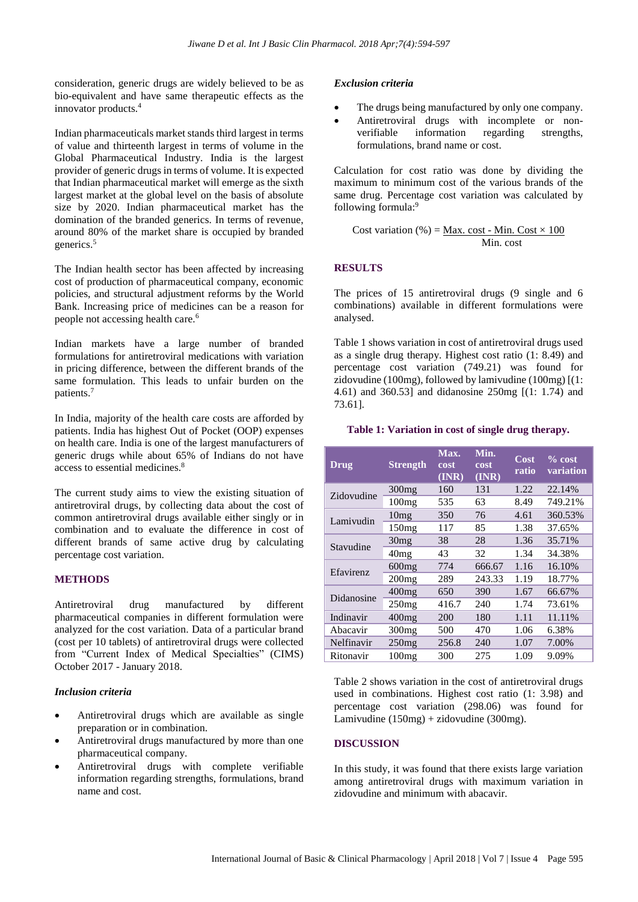consideration, generic drugs are widely believed to be as bio-equivalent and have same therapeutic effects as the innovator products.[4]

Indian pharmaceuticals market stands third largest in terms of value and thirteenth largest in terms of volume in the Global Pharmaceutical Industry. India is the largest provider of generic drugs in terms of volume. It is expected that Indian pharmaceutical market will emerge as the sixth largest market at the global level on the basis of absolute size by 2020. Indian pharmaceutical market has the domination of the branded generics. In terms of revenue, around 80% of the market share is occupied by branded generics.[5]

The Indian health sector has been affected by increasing cost of production of pharmaceutical company, economic policies, and structural adjustment reforms by the World Bank. Increasing price of medicines can be a reason for people not accessing health care.[6]

Indian markets have a large number of branded formulations for antiretroviral medications with variation in pricing difference, between the different brands of the same formulation. This leads to unfair burden on the patients.[7]

In India, majority of the health care costs are afforded by patients. India has highest Out of Pocket (OOP) expenses on health care. India is one of the largest manufacturers of generic drugs while about 65% of Indians do not have access to essential medicines.[8]

The current study aims to view the existing situation of antiretroviral drugs, by collecting data about the cost of common antiretroviral drugs available either singly or in combination and to evaluate the difference in cost of different brands of same active drug by calculating percentage cost variation.

## METHODS

Antiretroviral drug manufactured by different pharmaceutical companies in different formulation were analyzed for the cost variation. Data of a particular brand (cost per 10 tablets) of antiretroviral drugs were collected from "Current Index of Medical Specialties" (CIMS) October 2017 - January 2018.

### *Inclusion criteria*

- Antiretroviral drugs which are available as single preparation or in combination.
- Antiretroviral drugs manufactured by more than one pharmaceutical company.
- Antiretroviral drugs with complete verifiable information regarding strengths, formulations, brand name and cost.

### *Exclusion criteria*

- The drugs being manufactured by only one company.
- Antiretroviral drugs with incomplete or non-verifiable information regarding strengths, formulations, brand name or cost.

Calculation for cost ratio was done by dividing the maximum to minimum cost of the various brands of the same drug. Percentage cost variation was calculated by following formula:[9]

$$\text{Cost variation (\%)} = \frac{\text{Max. cost - Min. Cost} \times 100}{\text{Min. cost}}$$

## RESULTS

The prices of 15 antiretroviral drugs (9 single and 6 combinations) available in different formulations were analysed.

Table 1 shows variation in cost of antiretroviral drugs used as a single drug therapy. Highest cost ratio (1: 8.49) and percentage cost variation (749.21) was found for zidovudine (100mg), followed by lamivudine (100mg) [(1: 4.61) and 360.53] and didanosine 250mg [(1: 1.74) and 73.61].

**Table 1: Variation in cost of single drug therapy.**

| Drug | Strength | Max. cost (INR) | Min. cost (INR) | Cost ratio | % cost variation |
|---|---|---|---|---|---|
| Zidovudine | 300mg | 160 | 131 | 1.22 | 22.14% |
| | 100mg | 535 | 63 | 8.49 | 749.21% |
| Lamivudin | 10mg | 350 | 76 | 4.61 | 360.53% |
| | 150mg | 117 | 85 | 1.38 | 37.65% |
| Stavudine | 30mg | 38 | 28 | 1.36 | 35.71% |
| | 40mg | 43 | 32 | 1.34 | 34.38% |
| Efavirenz | 600mg | 774 | 666.67 | 1.16 | 16.10% |
| | 200mg | 289 | 243.33 | 1.19 | 18.77% |
| Didanosine | 400mg | 650 | 390 | 1.67 | 66.67% |
| | 250mg | 416.7 | 240 | 1.74 | 73.61% |
| Indinavir | 400mg | 200 | 180 | 1.11 | 11.11% |
| Abacavir | 300mg | 500 | 470 | 1.06 | 6.38% |
| Nelfinavir | 250mg | 256.8 | 240 | 1.07 | 7.00% |
| Ritonavir | 100mg | 300 | 275 | 1.09 | 9.09% |

Table 2 shows variation in the cost of antiretroviral drugs used in combinations. Highest cost ratio (1: 3.98) and percentage cost variation (298.06) was found for Lamivudine (150mg) + zidovudine (300mg).

## DISCUSSION

In this study, it was found that there exists large variation among antiretroviral drugs with maximum variation in zidovudine and minimum with abacavir.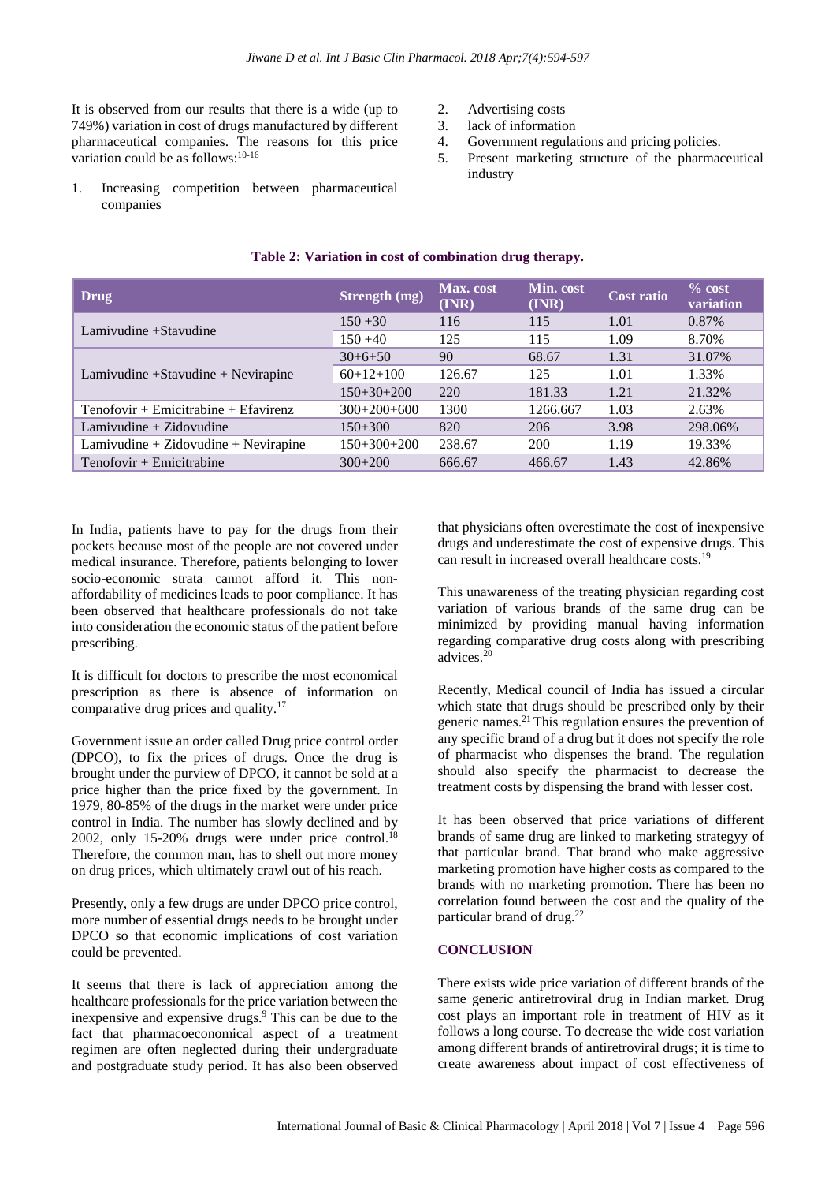It is observed from our results that there is a wide (up to 749%) variation in cost of drugs manufactured by different pharmaceutical companies. The reasons for this price variation could be as follows:[10-16]

1. Increasing competition between pharmaceutical companies
2. Advertising costs
3. lack of information
4. Government regulations and pricing policies.
5. Present marketing structure of the pharmaceutical industry

**Table 2: Variation in cost of combination drug therapy.**

| Drug | Strength (mg) | Max. cost (INR) | Min. cost (INR) | Cost ratio | % cost variation |
|---|---|---|---|---|---|
| Lamivudine +Stavudine | 150 +30 | 116 | 115 | 1.01 | 0.87% |
| | 150 +40 | 125 | 115 | 1.09 | 8.70% |
| Lamivudine +Stavudine + Nevirapine | 30+6+50 | 90 | 68.67 | 1.31 | 31.07% |
| | 60+12+100 | 126.67 | 125 | 1.01 | 1.33% |
| | 150+30+200 | 220 | 181.33 | 1.21 | 21.32% |
| Tenofovir + Emicitrabine + Efavirenz | 300+200+600 | 1300 | 1266.667 | 1.03 | 2.63% |
| Lamivudine + Zidovudine | 150+300 | 820 | 206 | 3.98 | 298.06% |
| Lamivudine + Zidovudine + Nevirapine | 150+300+200 | 238.67 | 200 | 1.19 | 19.33% |
| Tenofovir + Emicitrabine | 300+200 | 666.67 | 466.67 | 1.43 | 42.86% |

In India, patients have to pay for the drugs from their pockets because most of the people are not covered under medical insurance. Therefore, patients belonging to lower socio-economic strata cannot afford it. This non-affordability of medicines leads to poor compliance. It has been observed that healthcare professionals do not take into consideration the economic status of the patient before prescribing.

It is difficult for doctors to prescribe the most economical prescription as there is absence of information on comparative drug prices and quality.[17]

Government issue an order called Drug price control order (DPCO), to fix the prices of drugs. Once the drug is brought under the purview of DPCO, it cannot be sold at a price higher than the price fixed by the government. In 1979, 80-85% of the drugs in the market were under price control in India. The number has slowly declined and by 2002, only 15-20% drugs were under price control.[18] Therefore, the common man, has to shell out more money on drug prices, which ultimately crawl out of his reach.

Presently, only a few drugs are under DPCO price control, more number of essential drugs needs to be brought under DPCO so that economic implications of cost variation could be prevented.

It seems that there is lack of appreciation among the healthcare professionals for the price variation between the inexpensive and expensive drugs.[9] This can be due to the fact that pharmacoeconomical aspect of a treatment regimen are often neglected during their undergraduate and postgraduate study period. It has also been observed that physicians often overestimate the cost of inexpensive drugs and underestimate the cost of expensive drugs. This can result in increased overall healthcare costs.[19]

This unawareness of the treating physician regarding cost variation of various brands of the same drug can be minimized by providing manual having information regarding comparative drug costs along with prescribing advices.[20]

Recently, Medical council of India has issued a circular which state that drugs should be prescribed only by their generic names.[21] This regulation ensures the prevention of any specific brand of a drug but it does not specify the role of pharmacist who dispenses the brand. The regulation should also specify the pharmacist to decrease the treatment costs by dispensing the brand with lesser cost.

It has been observed that price variations of different brands of same drug are linked to marketing strategyy of that particular brand. That brand who make aggressive marketing promotion have higher costs as compared to the brands with no marketing promotion. There has been no correlation found between the cost and the quality of the particular brand of drug.[22]

## CONCLUSION

There exists wide price variation of different brands of the same generic antiretroviral drug in Indian market. Drug cost plays an important role in treatment of HIV as it follows a long course. To decrease the wide cost variation among different brands of antiretroviral drugs; it is time to create awareness about impact of cost effectiveness of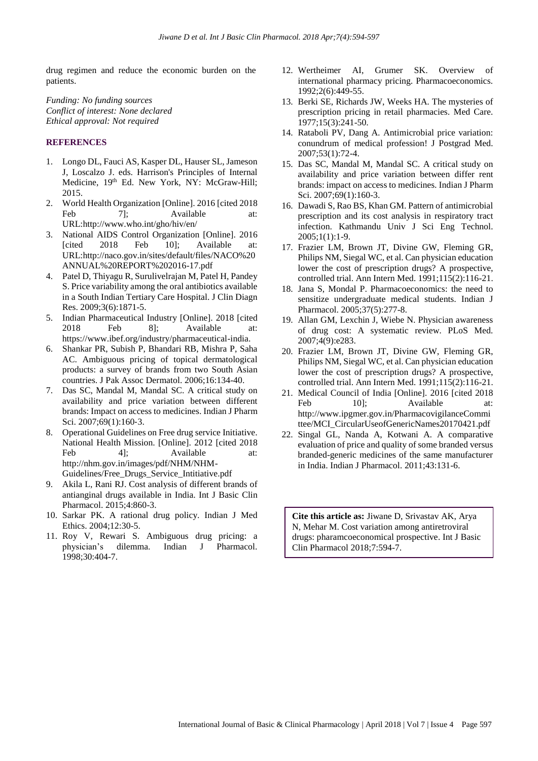drug regimen and reduce the economic burden on the patients.

*Funding: No funding sources*
*Conflict of interest: None declared*
*Ethical approval: Not required*

## REFERENCES

1. Longo DL, Fauci AS, Kasper DL, Hauser SL, Jameson J, Loscalzo J. eds. Harrison's Principles of Internal Medicine, 19th Ed. New York, NY: McGraw-Hill; 2015.
2. World Health Organization [Online]. 2016 [cited 2018 Feb 7]; Available at: URL:http://www.who.int/gho/hiv/en/
3. National AIDS Control Organization [Online]. 2016 [cited 2018 Feb 10]; Available at: URL:http://naco.gov.in/sites/default/files/NACO%20ANNUAL%20REPORT%202016-17.pdf
4. Patel D, Thiyagu R, Surulivelrajan M, Patel H, Pandey S. Price variability among the oral antibiotics available in a South Indian Tertiary Care Hospital. J Clin Diagn Res. 2009;3(6):1871-5.
5. Indian Pharmaceutical Industry [Online]. 2018 [cited 2018 Feb 8]; Available at: https://www.ibef.org/industry/pharmaceutical-india.
6. Shankar PR, Subish P, Bhandari RB, Mishra P, Saha AC. Ambiguous pricing of topical dermatological products: a survey of brands from two South Asian countries. J Pak Assoc Dermatol. 2006;16:134-40.
7. Das SC, Mandal M, Mandal SC. A critical study on availability and price variation between different brands: Impact on access to medicines. Indian J Pharm Sci. 2007;69(1):160-3.
8. Operational Guidelines on Free drug service Initiative. National Health Mission. [Online]. 2012 [cited 2018 Feb 4]; Available at: http://nhm.gov.in/images/pdf/NHM/NHM-Guidelines/Free_Drugs_Service_Intitiative.pdf
9. Akila L, Rani RJ. Cost analysis of different brands of antianginal drugs available in India. Int J Basic Clin Pharmacol. 2015;4:860-3.
10. Sarkar PK. A rational drug policy. Indian J Med Ethics. 2004;12:30-5.
11. Roy V, Rewari S. Ambiguous drug pricing: a physician's dilemma. Indian J Pharmacol. 1998;30:404-7.
12. Wertheimer AI, Grumer SK. Overview of international pharmacy pricing. Pharmacoeconomics. 1992;2(6):449-55.
13. Berki SE, Richards JW, Weeks HA. The mysteries of prescription pricing in retail pharmacies. Med Care. 1977;15(3):241-50.
14. Rataboli PV, Dang A. Antimicrobial price variation: conundrum of medical profession! J Postgrad Med. 2007;53(1):72-4.
15. Das SC, Mandal M, Mandal SC. A critical study on availability and price variation between differ rent brands: impact on access to medicines. Indian J Pharm Sci. 2007;69(1):160-3.
16. Dawadi S, Rao BS, Khan GM. Pattern of antimicrobial prescription and its cost analysis in respiratory tract infection. Kathmandu Univ J Sci Eng Technol. 2005;1(1):1-9.
17. Frazier LM, Brown JT, Divine GW, Fleming GR, Philips NM, Siegal WC, et al. Can physician education lower the cost of prescription drugs? A prospective, controlled trial. Ann Intern Med. 1991;115(2):116-21.
18. Jana S, Mondal P. Pharmacoeconomics: the need to sensitize undergraduate medical students. Indian J Pharmacol. 2005;37(5):277-8.
19. Allan GM, Lexchin J, Wiebe N. Physician awareness of drug cost: A systematic review. PLoS Med. 2007;4(9):e283.
20. Frazier LM, Brown JT, Divine GW, Fleming GR, Philips NM, Siegal WC, et al. Can physician education lower the cost of prescription drugs? A prospective, controlled trial. Ann Intern Med. 1991;115(2):116-21.
21. Medical Council of India [Online]. 2016 [cited 2018 Feb 10]; Available at: http://www.ipgmer.gov.in/PharmacovigilanceCommittee/MCI_CircularUseofGenericNames20170421.pdf
22. Singal GL, Nanda A, Kotwani A. A comparative evaluation of price and quality of some branded versus branded-generic medicines of the same manufacturer in India. Indian J Pharmacol. 2011;43:131-6.

**Cite this article as:** Jiwane D, Srivastav AK, Arya N, Mehar M. Cost variation among antiretroviral drugs: pharamcoeconomical prospective. Int J Basic Clin Pharmacol 2018;7:594-7.